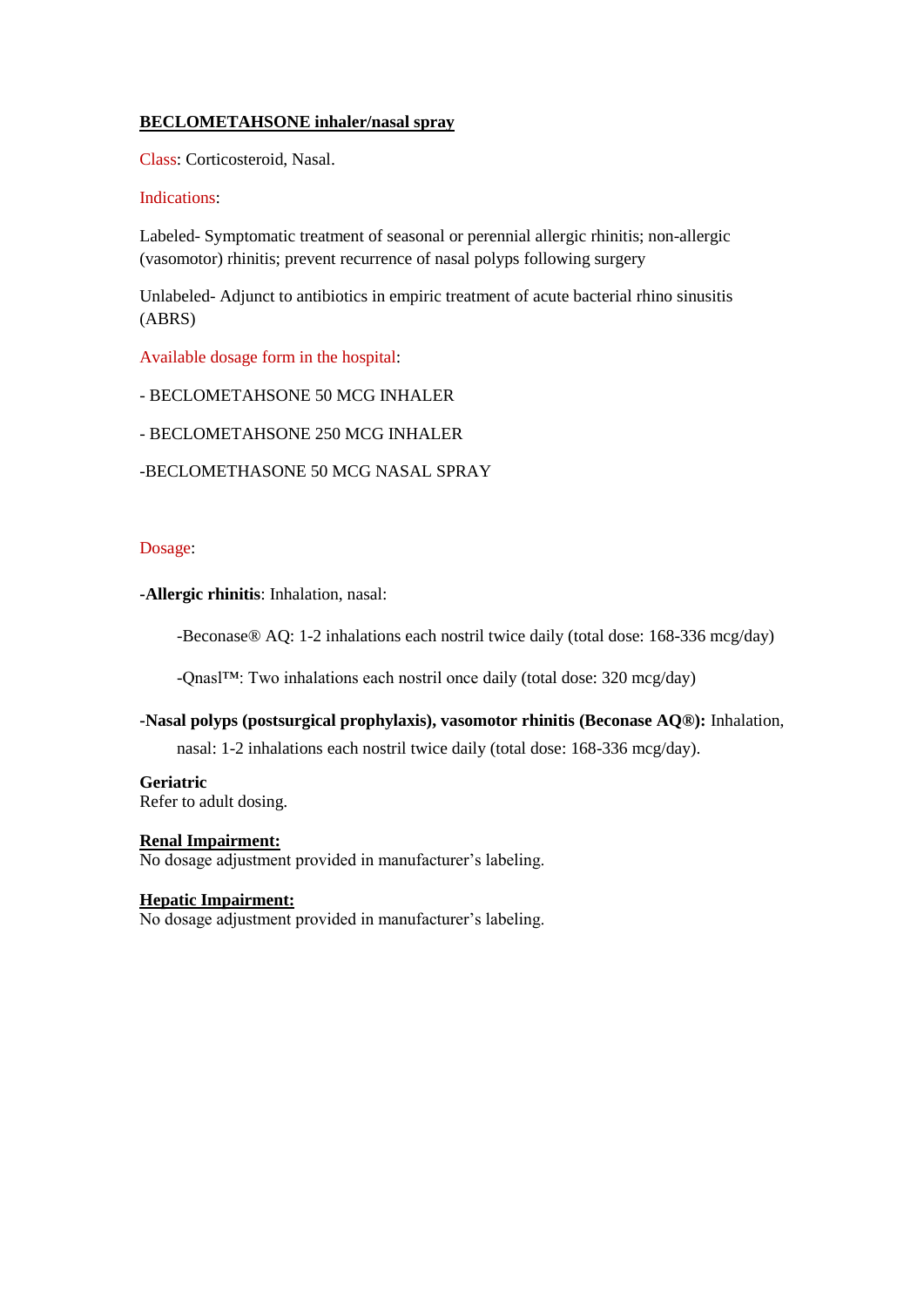# BECLOMETAHSONE inhaler/nasal spray

Class: Corticosteroid, Nasal.

Indications:

Labeled- Symptomatic treatment of seasonal or perennial allergic rhinitis; non-allergic (vasomotor) rhinitis; prevent recurrence of nasal polyps following surgery

Unlabeled- Adjunct to antibiotics in empiric treatment of acute bacterial rhino sinusitis (ABRS)

Available dosage form in the hospital:

- BECLOMETAHSONE 50 MCG INHALER
- BECLOMETAHSONE 250 MCG INHALER
- BECLOMETHASONE 50 MCG NASAL SPRAY

Dosage:

**-Allergic rhinitis**: Inhalation, nasal:

-Beconase® AQ: 1-2 inhalations each nostril twice daily (total dose: 168-336 mcg/day)

-Qnasl™: Two inhalations each nostril once daily (total dose: 320 mcg/day)

**-Nasal polyps (postsurgical prophylaxis), vasomotor rhinitis (Beconase AQ®):** Inhalation, nasal: 1-2 inhalations each nostril twice daily (total dose: 168-336 mcg/day).

**Geriatric**
Refer to adult dosing.

**Renal Impairment:**
No dosage adjustment provided in manufacturer's labeling.

**Hepatic Impairment:**
No dosage adjustment provided in manufacturer's labeling.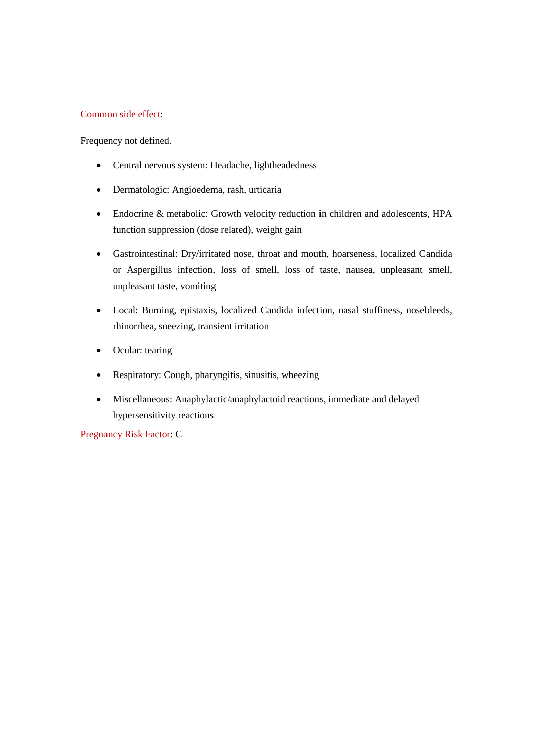Common side effect:

Frequency not defined.

- Central nervous system: Headache, lightheadedness
- Dermatologic: Angioedema, rash, urticaria
- Endocrine & metabolic: Growth velocity reduction in children and adolescents, HPA function suppression (dose related), weight gain
- Gastrointestinal: Dry/irritated nose, throat and mouth, hoarseness, localized Candida or Aspergillus infection, loss of smell, loss of taste, nausea, unpleasant smell, unpleasant taste, vomiting
- Local: Burning, epistaxis, localized Candida infection, nasal stuffiness, nosebleeds, rhinorrhea, sneezing, transient irritation
- Ocular: tearing
- Respiratory: Cough, pharyngitis, sinusitis, wheezing
- Miscellaneous: Anaphylactic/anaphylactoid reactions, immediate and delayed hypersensitivity reactions

Pregnancy Risk Factor: C